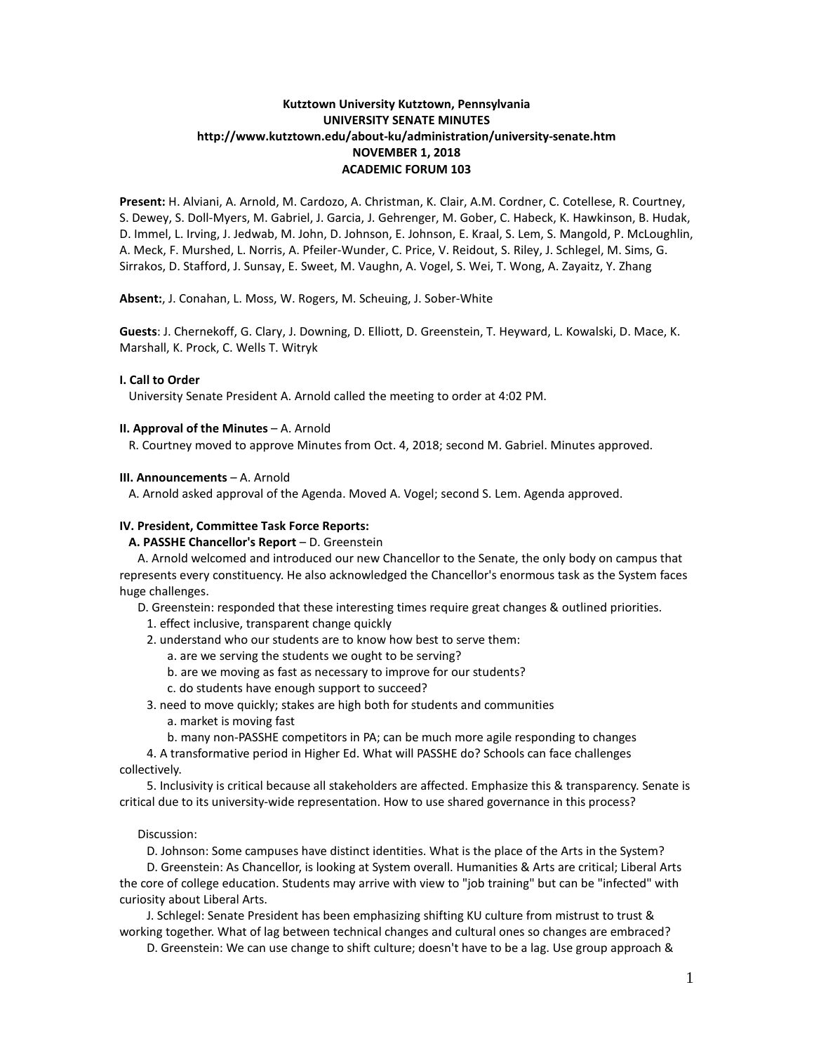**Kutztown University Kutztown, Pennsylvania**
**UNIVERSITY SENATE MINUTES**
**http://www.kutztown.edu/about-ku/administration/university-senate.htm**
**NOVEMBER 1, 2018**
**ACADEMIC FORUM 103**

**Present:** H. Alviani, A. Arnold, M. Cardozo, A. Christman, K. Clair, A.M. Cordner, C. Cotellese, R. Courtney, S. Dewey, S. Doll-Myers, M. Gabriel, J. Garcia, J. Gehrenger, M. Gober, C. Habeck, K. Hawkinson, B. Hudak, D. Immel, L. Irving, J. Jedwab, M. John, D. Johnson, E. Johnson, E. Kraal, S. Lem, S. Mangold, P. McLoughlin, A. Meck, F. Murshed, L. Norris, A. Pfeiler-Wunder, C. Price, V. Reidout, S. Riley, J. Schlegel, M. Sims, G. Sirrakos, D. Stafford, J. Sunsay, E. Sweet, M. Vaughn, A. Vogel, S. Wei, T. Wong, A. Zayaitz, Y. Zhang

**Absent:**, J. Conahan, L. Moss, W. Rogers, M. Scheuing, J. Sober-White

**Guests**: J. Chernekoff, G. Clary, J. Downing, D. Elliott, D. Greenstein, T. Heyward, L. Kowalski, D. Mace, K. Marshall, K. Prock, C. Wells T. Witryk

**I. Call to Order**

University Senate President A. Arnold called the meeting to order at 4:02 PM.

**II. Approval of the Minutes** – A. Arnold

R. Courtney moved to approve Minutes from Oct. 4, 2018; second M. Gabriel. Minutes approved.

**III. Announcements** – A. Arnold

A. Arnold asked approval of the Agenda. Moved A. Vogel; second S. Lem. Agenda approved.

**IV. President, Committee Task Force Reports:**

**A. PASSHE Chancellor's Report** – D. Greenstein

A. Arnold welcomed and introduced our new Chancellor to the Senate, the only body on campus that represents every constituency. He also acknowledged the Chancellor's enormous task as the System faces huge challenges.

D. Greenstein: responded that these interesting times require great changes & outlined priorities.

1. effect inclusive, transparent change quickly
2. understand who our students are to know how best to serve them:
   a. are we serving the students we ought to be serving?
   b. are we moving as fast as necessary to improve for our students?
   c. do students have enough support to succeed?
3. need to move quickly; stakes are high both for students and communities
   a. market is moving fast
   b. many non-PASSHE competitors in PA; can be much more agile responding to changes
4. A transformative period in Higher Ed. What will PASSHE do? Schools can face challenges collectively.
5. Inclusivity is critical because all stakeholders are affected. Emphasize this & transparency. Senate is critical due to its university-wide representation. How to use shared governance in this process?

Discussion:

D. Johnson: Some campuses have distinct identities. What is the place of the Arts in the System?

D. Greenstein: As Chancellor, is looking at System overall. Humanities & Arts are critical; Liberal Arts the core of college education. Students may arrive with view to "job training" but can be "infected" with curiosity about Liberal Arts.

J. Schlegel: Senate President has been emphasizing shifting KU culture from mistrust to trust & working together. What of lag between technical changes and cultural ones so changes are embraced?

D. Greenstein: We can use change to shift culture; doesn't have to be a lag. Use group approach &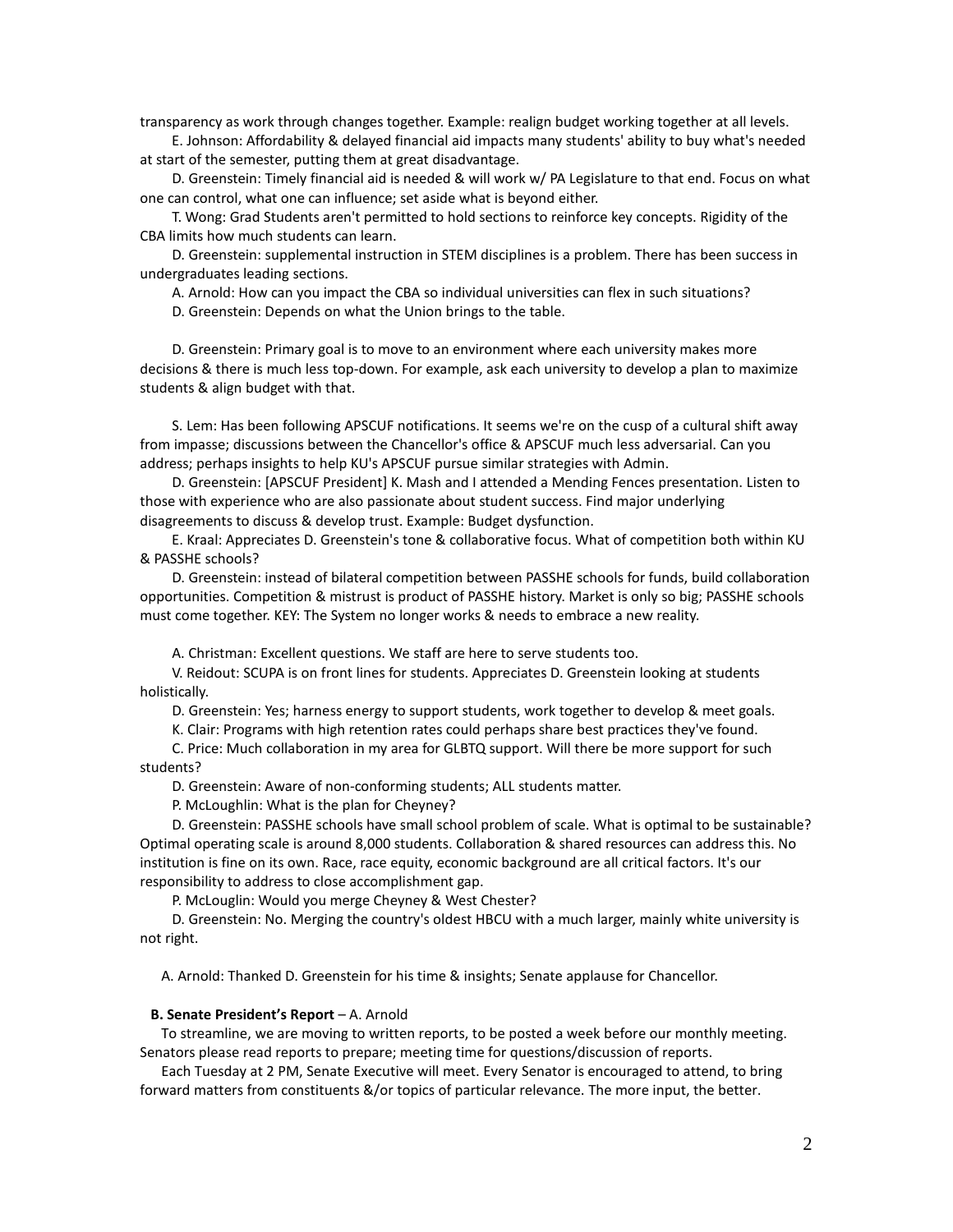transparency as work through changes together. Example: realign budget working together at all levels.

E. Johnson: Affordability & delayed financial aid impacts many students' ability to buy what's needed at start of the semester, putting them at great disadvantage.

D. Greenstein: Timely financial aid is needed & will work w/ PA Legislature to that end. Focus on what one can control, what one can influence; set aside what is beyond either.

T. Wong: Grad Students aren't permitted to hold sections to reinforce key concepts. Rigidity of the CBA limits how much students can learn.

D. Greenstein: supplemental instruction in STEM disciplines is a problem. There has been success in undergraduates leading sections.

A. Arnold: How can you impact the CBA so individual universities can flex in such situations?

D. Greenstein: Depends on what the Union brings to the table.

D. Greenstein: Primary goal is to move to an environment where each university makes more decisions & there is much less top-down. For example, ask each university to develop a plan to maximize students & align budget with that.

S. Lem: Has been following APSCUF notifications. It seems we're on the cusp of a cultural shift away from impasse; discussions between the Chancellor's office & APSCUF much less adversarial. Can you address; perhaps insights to help KU's APSCUF pursue similar strategies with Admin.

D. Greenstein: [APSCUF President] K. Mash and I attended a Mending Fences presentation. Listen to those with experience who are also passionate about student success. Find major underlying disagreements to discuss & develop trust. Example: Budget dysfunction.

E. Kraal: Appreciates D. Greenstein's tone & collaborative focus. What of competition both within KU & PASSHE schools?

D. Greenstein: instead of bilateral competition between PASSHE schools for funds, build collaboration opportunities. Competition & mistrust is product of PASSHE history. Market is only so big; PASSHE schools must come together. KEY: The System no longer works & needs to embrace a new reality.

A. Christman: Excellent questions. We staff are here to serve students too.

V. Reidout: SCUPA is on front lines for students. Appreciates D. Greenstein looking at students holistically.

D. Greenstein: Yes; harness energy to support students, work together to develop & meet goals.

K. Clair: Programs with high retention rates could perhaps share best practices they've found.

C. Price: Much collaboration in my area for GLBTQ support. Will there be more support for such students?

D. Greenstein: Aware of non-conforming students; ALL students matter.

P. McLoughlin: What is the plan for Cheyney?

D. Greenstein: PASSHE schools have small school problem of scale. What is optimal to be sustainable? Optimal operating scale is around 8,000 students. Collaboration & shared resources can address this. No institution is fine on its own. Race, race equity, economic background are all critical factors. It's our responsibility to address to close accomplishment gap.

P. McLouglin: Would you merge Cheyney & West Chester?

D. Greenstein: No. Merging the country's oldest HBCU with a much larger, mainly white university is not right.

A. Arnold: Thanked D. Greenstein for his time & insights; Senate applause for Chancellor.

**B. Senate President's Report** – A. Arnold

To streamline, we are moving to written reports, to be posted a week before our monthly meeting. Senators please read reports to prepare; meeting time for questions/discussion of reports.

Each Tuesday at 2 PM, Senate Executive will meet. Every Senator is encouraged to attend, to bring forward matters from constituents &/or topics of particular relevance. The more input, the better.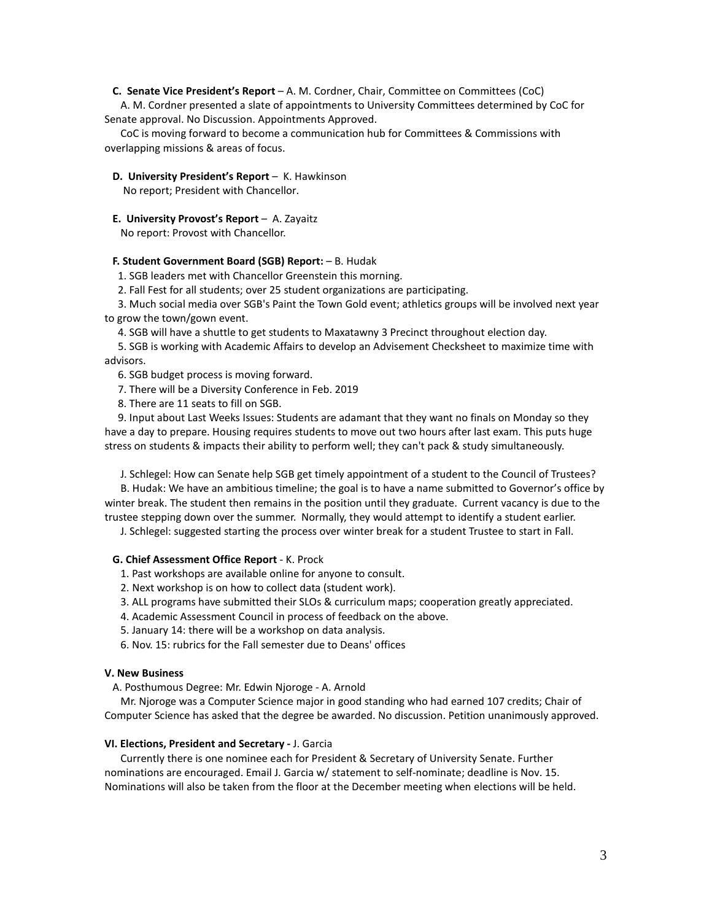**C. Senate Vice President's Report** – A. M. Cordner, Chair, Committee on Committees (CoC)

A. M. Cordner presented a slate of appointments to University Committees determined by CoC for Senate approval. No Discussion. Appointments Approved.

CoC is moving forward to become a communication hub for Committees & Commissions with overlapping missions & areas of focus.

**D. University President's Report** – K. Hawkinson

No report; President with Chancellor.

**E. University Provost's Report** – A. Zayaitz

No report: Provost with Chancellor.

**F. Student Government Board (SGB) Report:** – B. Hudak

1. SGB leaders met with Chancellor Greenstein this morning.
2. Fall Fest for all students; over 25 student organizations are participating.
3. Much social media over SGB's Paint the Town Gold event; athletics groups will be involved next year to grow the town/gown event.
4. SGB will have a shuttle to get students to Maxatawny 3 Precinct throughout election day.
5. SGB is working with Academic Affairs to develop an Advisement Checksheet to maximize time with advisors.
6. SGB budget process is moving forward.
7. There will be a Diversity Conference in Feb. 2019
8. There are 11 seats to fill on SGB.
9. Input about Last Weeks Issues: Students are adamant that they want no finals on Monday so they have a day to prepare. Housing requires students to move out two hours after last exam. This puts huge stress on students & impacts their ability to perform well; they can't pack & study simultaneously.

J. Schlegel: How can Senate help SGB get timely appointment of a student to the Council of Trustees?

B. Hudak: We have an ambitious timeline; the goal is to have a name submitted to Governor's office by winter break. The student then remains in the position until they graduate. Current vacancy is due to the trustee stepping down over the summer. Normally, they would attempt to identify a student earlier.

J. Schlegel: suggested starting the process over winter break for a student Trustee to start in Fall.

**G. Chief Assessment Office Report** - K. Prock

1. Past workshops are available online for anyone to consult.
2. Next workshop is on how to collect data (student work).
3. ALL programs have submitted their SLOs & curriculum maps; cooperation greatly appreciated.
4. Academic Assessment Council in process of feedback on the above.
5. January 14: there will be a workshop on data analysis.
6. Nov. 15: rubrics for the Fall semester due to Deans' offices

**V. New Business**

A. Posthumous Degree: Mr. Edwin Njoroge - A. Arnold

Mr. Njoroge was a Computer Science major in good standing who had earned 107 credits; Chair of Computer Science has asked that the degree be awarded. No discussion. Petition unanimously approved.

**VI. Elections, President and Secretary -** J. Garcia

Currently there is one nominee each for President & Secretary of University Senate. Further nominations are encouraged. Email J. Garcia w/ statement to self-nominate; deadline is Nov. 15. Nominations will also be taken from the floor at the December meeting when elections will be held.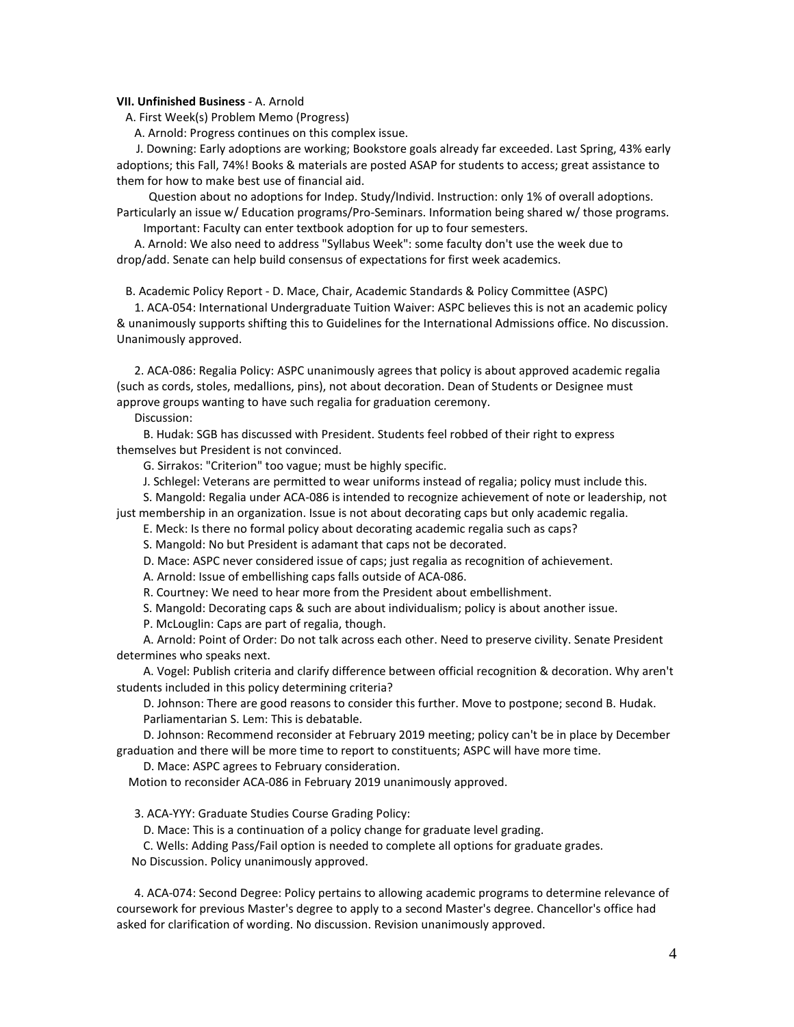**VII. Unfinished Business** - A. Arnold

A. First Week(s) Problem Memo (Progress)

A. Arnold: Progress continues on this complex issue.

J. Downing: Early adoptions are working; Bookstore goals already far exceeded. Last Spring, 43% early adoptions; this Fall, 74%! Books & materials are posted ASAP for students to access; great assistance to them for how to make best use of financial aid.

Question about no adoptions for Indep. Study/Individ. Instruction: only 1% of overall adoptions. Particularly an issue w/ Education programs/Pro-Seminars. Information being shared w/ those programs.

Important: Faculty can enter textbook adoption for up to four semesters.

A. Arnold: We also need to address "Syllabus Week": some faculty don't use the week due to drop/add. Senate can help build consensus of expectations for first week academics.

B. Academic Policy Report - D. Mace, Chair, Academic Standards & Policy Committee (ASPC)

1. ACA-054: International Undergraduate Tuition Waiver: ASPC believes this is not an academic policy & unanimously supports shifting this to Guidelines for the International Admissions office. No discussion. Unanimously approved.

2. ACA-086: Regalia Policy: ASPC unanimously agrees that policy is about approved academic regalia (such as cords, stoles, medallions, pins), not about decoration. Dean of Students or Designee must approve groups wanting to have such regalia for graduation ceremony.

Discussion:

B. Hudak: SGB has discussed with President. Students feel robbed of their right to express themselves but President is not convinced.

G. Sirrakos: "Criterion" too vague; must be highly specific.

J. Schlegel: Veterans are permitted to wear uniforms instead of regalia; policy must include this.

S. Mangold: Regalia under ACA-086 is intended to recognize achievement of note or leadership, not just membership in an organization. Issue is not about decorating caps but only academic regalia.

E. Meck: Is there no formal policy about decorating academic regalia such as caps?

S. Mangold: No but President is adamant that caps not be decorated.

D. Mace: ASPC never considered issue of caps; just regalia as recognition of achievement.

A. Arnold: Issue of embellishing caps falls outside of ACA-086.

R. Courtney: We need to hear more from the President about embellishment.

S. Mangold: Decorating caps & such are about individualism; policy is about another issue.

P. McLoughlin: Caps are part of regalia, though.

A. Arnold: Point of Order: Do not talk across each other. Need to preserve civility. Senate President determines who speaks next.

A. Vogel: Publish criteria and clarify difference between official recognition & decoration. Why aren't students included in this policy determining criteria?

D. Johnson: There are good reasons to consider this further. Move to postpone; second B. Hudak.

Parliamentarian S. Lem: This is debatable.

D. Johnson: Recommend reconsider at February 2019 meeting; policy can't be in place by December graduation and there will be more time to report to constituents; ASPC will have more time.

D. Mace: ASPC agrees to February consideration.

Motion to reconsider ACA-086 in February 2019 unanimously approved.

3. ACA-YYY: Graduate Studies Course Grading Policy:

D. Mace: This is a continuation of a policy change for graduate level grading.

C. Wells: Adding Pass/Fail option is needed to complete all options for graduate grades.

No Discussion. Policy unanimously approved.

4. ACA-074: Second Degree: Policy pertains to allowing academic programs to determine relevance of coursework for previous Master's degree to apply to a second Master's degree. Chancellor's office had asked for clarification of wording. No discussion. Revision unanimously approved.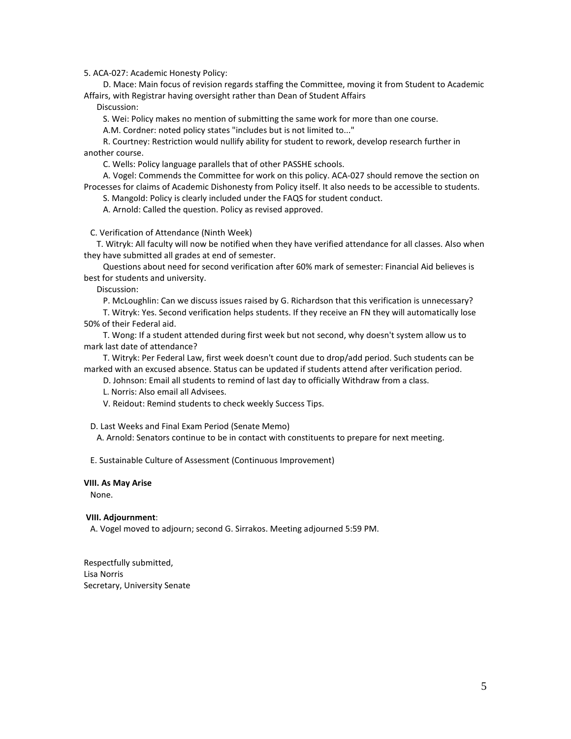5. ACA-027: Academic Honesty Policy:

D. Mace: Main focus of revision regards staffing the Committee, moving it from Student to Academic Affairs, with Registrar having oversight rather than Dean of Student Affairs

Discussion:

S. Wei: Policy makes no mention of submitting the same work for more than one course.

A.M. Cordner: noted policy states "includes but is not limited to..."

R. Courtney: Restriction would nullify ability for student to rework, develop research further in another course.

C. Wells: Policy language parallels that of other PASSHE schools.

A. Vogel: Commends the Committee for work on this policy. ACA-027 should remove the section on Processes for claims of Academic Dishonesty from Policy itself. It also needs to be accessible to students.

S. Mangold: Policy is clearly included under the FAQS for student conduct.

A. Arnold: Called the question. Policy as revised approved.

C. Verification of Attendance (Ninth Week)

T. Witryk: All faculty will now be notified when they have verified attendance for all classes. Also when they have submitted all grades at end of semester.

Questions about need for second verification after 60% mark of semester: Financial Aid believes is best for students and university.

Discussion:

P. McLoughlin: Can we discuss issues raised by G. Richardson that this verification is unnecessary?

T. Witryk: Yes. Second verification helps students. If they receive an FN they will automatically lose 50% of their Federal aid.

T. Wong: If a student attended during first week but not second, why doesn't system allow us to mark last date of attendance?

T. Witryk: Per Federal Law, first week doesn't count due to drop/add period. Such students can be marked with an excused absence. Status can be updated if students attend after verification period.

D. Johnson: Email all students to remind of last day to officially Withdraw from a class.

L. Norris: Also email all Advisees.

V. Reidout: Remind students to check weekly Success Tips.

D. Last Weeks and Final Exam Period (Senate Memo)

A. Arnold: Senators continue to be in contact with constituents to prepare for next meeting.

E. Sustainable Culture of Assessment (Continuous Improvement)

**VIII. As May Arise**

None.

**VIII. Adjournment**:

A. Vogel moved to adjourn; second G. Sirrakos. Meeting adjourned 5:59 PM.

Respectfully submitted,
Lisa Norris
Secretary, University Senate